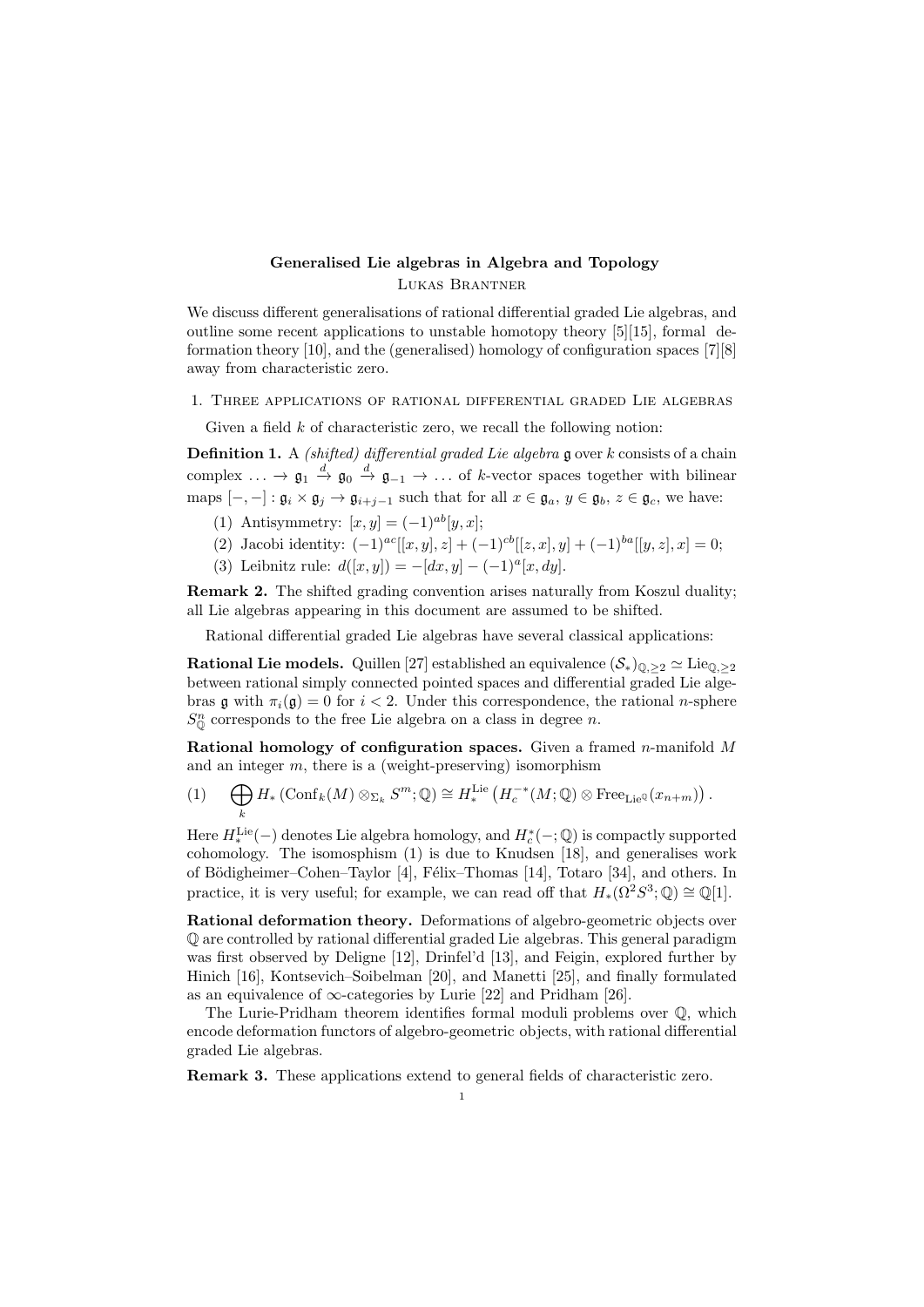# Generalised Lie algebras in Algebra and Topology

Lukas Brantner

We discuss different generalisations of rational differential graded Lie algebras, and outline some recent applications to unstable homotopy theory [5][15], formal deformation theory [10], and the (generalised) homology of configuration spaces [7][8] away from characteristic zero.

## 1. Three applications of rational differential graded Lie algebras

Given a field $k$ of characteristic zero, we recall the following notion:

**Definition 1.** A *(shifted) differential graded Lie algebra* $\mathfrak{g}$ over $k$ consists of a chain complex $\ldots \to \mathfrak{g}_1 \xrightarrow{d} \mathfrak{g}_0 \xrightarrow{d} \mathfrak{g}_{-1} \to \ldots$ of $k$-vector spaces together with bilinear maps $[-,-] : \mathfrak{g}_i \times \mathfrak{g}_j \to \mathfrak{g}_{i+j-1}$ such that for all $x \in \mathfrak{g}_a$, $y \in \mathfrak{g}_b$, $z \in \mathfrak{g}_c$, we have:

1. Antisymmetry: $[x,y] = (-1)^{ab}[y,x]$;
2. Jacobi identity: $(-1)^{ac}[[x,y],z] + (-1)^{cb}[[z,x],y] + (-1)^{ba}[[y,z],x] = 0$;
3. Leibniz rule: $d([x,y]) = -[dx,y] - (-1)^a[x,dy]$.

**Remark 2.** The shifted grading convention arises naturally from Koszul duality; all Lie algebras appearing in this document are assumed to be shifted.

Rational differential graded Lie algebras have several classical applications:

**Rational Lie models.** Quillen [27] established an equivalence $(\mathcal{S}_*)_{\mathbb{Q},\geq 2} \simeq \mathrm{Lie}_{\mathbb{Q},\geq 2}$ between rational simply connected pointed spaces and differential graded Lie algebras $\mathfrak{g}$ with $\pi_i(\mathfrak{g}) = 0$ for $i < 2$. Under this correspondence, the rational $n$-sphere $S^n_{\mathbb{Q}}$ corresponds to the free Lie algebra on a class in degree $n$.

**Rational homology of configuration spaces.** Given a framed $n$-manifold $M$ and an integer $m$, there is a (weight-preserving) isomorphism

$$\bigoplus_k H_*\left(\mathrm{Conf}_k(M) \otimes_{\Sigma_k} S^m; \mathbb{Q}\right) \cong H_*^{\mathrm{Lie}}\left(H_c^{-*}(M;\mathbb{Q}) \otimes \mathrm{Free}_{\mathrm{Lie}^{\mathbb{Q}}}(x_{n+m})\right). \tag{1}$$

Here $H_*^{\mathrm{Lie}}(-)$ denotes Lie algebra homology, and $H_c^*(-;\mathbb{Q})$ is compactly supported cohomology. The isomosphism (1) is due to Knudsen [18], and generalises work of Bödigheimer–Cohen–Taylor [4], Félix–Thomas [14], Totaro [34], and others. In practice, it is very useful; for example, we can read off that $H_*(\Omega^2 S^3;\mathbb{Q}) \cong \mathbb{Q}[1]$.

**Rational deformation theory.** Deformations of algebro-geometric objects over $\mathbb{Q}$ are controlled by rational differential graded Lie algebras. This general paradigm was first observed by Deligne [12], Drinfel'd [13], and Feigin, explored further by Hinich [16], Kontsevich–Soibelman [20], and Manetti [25], and finally formulated as an equivalence of $\infty$-categories by Lurie [22] and Pridham [26].

The Lurie-Pridham theorem identifies formal moduli problems over $\mathbb{Q}$, which encode deformation functors of algebro-geometric objects, with rational differential graded Lie algebras.

**Remark 3.** These applications extend to general fields of characteristic zero.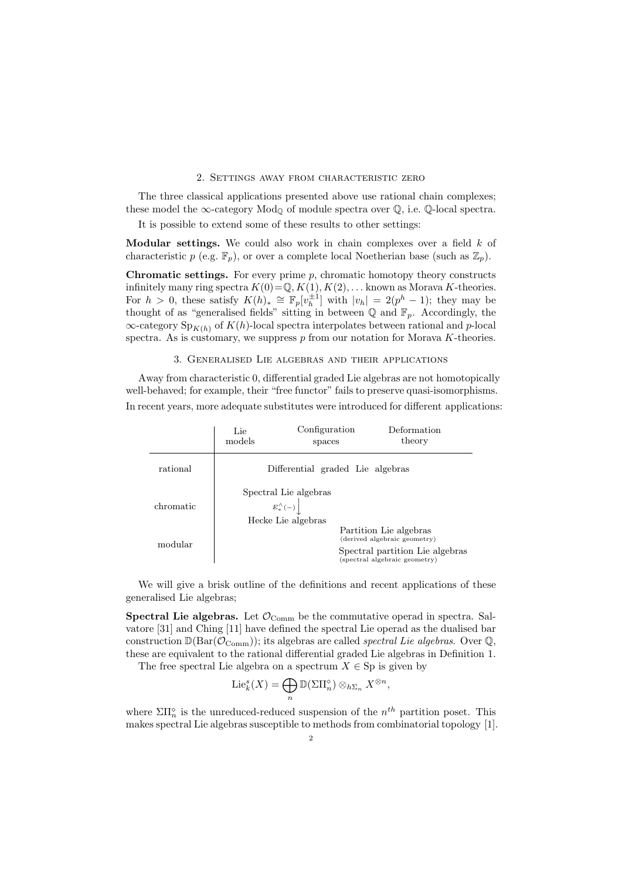## 2. Settings away from characteristic zero

The three classical applications presented above use rational chain complexes; these model the $\infty$-category $\mathrm{Mod}_{\mathbb{Q}}$ of module spectra over $\mathbb{Q}$, i.e. $\mathbb{Q}$-local spectra.

It is possible to extend some of these results to other settings:

**Modular settings.** We could also work in chain complexes over a field $k$ of characteristic $p$ (e.g. $\mathbb{F}_p$), or over a complete local Noetherian base (such as $\mathbb{Z}_p$).

**Chromatic settings.** For every prime $p$, chromatic homotopy theory constructs infinitely many ring spectra $K(0)=\mathbb{Q}, K(1), K(2), \dots$ known as Morava $K$-theories. For $h > 0$, these satisfy $K(h)_* \cong \mathbb{F}_p[v_h^{\pm 1}]$ with $|v_h| = 2(p^h - 1)$; they may be thought of as "generalised fields" sitting in between $\mathbb{Q}$ and $\mathbb{F}_p$. Accordingly, the $\infty$-category $\mathrm{Sp}_{K(h)}$ of $K(h)$-local spectra interpolates between rational and $p$-local spectra. As is customary, we suppress $p$ from our notation for Morava $K$-theories.

## 3. Generalised Lie algebras and their applications

Away from characteristic 0, differential graded Lie algebras are not homotopically well-behaved; for example, their "free functor" fails to preserve quasi-isomorphisms.

In recent years, more adequate substitutes were introduced for different applications:

| | Lie models | Configuration spaces | Deformation theory |
|---|---|---|---|
| rational | Differential graded Lie algebras | | |
| chromatic | Spectral Lie algebras $\xrightarrow{E_*^\wedge(-)}$ Hecke Lie algebras | | |
| modular | | | Partition Lie algebras (derived algebraic geometry); Spectral partition Lie algebras (spectral algebraic geometry) |

We will give a brisk outline of the definitions and recent applications of these generalised Lie algebras;

**Spectral Lie algebras.** Let $\mathcal{O}_{\mathrm{Comm}}$ be the commutative operad in spectra. Salvatore [31] and Ching [11] have defined the spectral Lie operad as the dualised bar construction $\mathbb{D}(\mathrm{Bar}(\mathcal{O}_{\mathrm{Comm}}))$; its algebras are called *spectral Lie algebras*. Over $\mathbb{Q}$, these are equivalent to the rational differential graded Lie algebras in Definition 1.

The free spectral Lie algebra on a spectrum $X \in \mathrm{Sp}$ is given by

$$\mathrm{Lie}_k^s(X) = \bigoplus_n \mathbb{D}(\Sigma \Pi_n^\diamond) \otimes_{h\Sigma_n} X^{\otimes n},$$

where $\Sigma\Pi_n^\diamond$ is the unreduced-reduced suspension of the $n^{th}$ partition poset. This makes spectral Lie algebras susceptible to methods from combinatorial topology [1].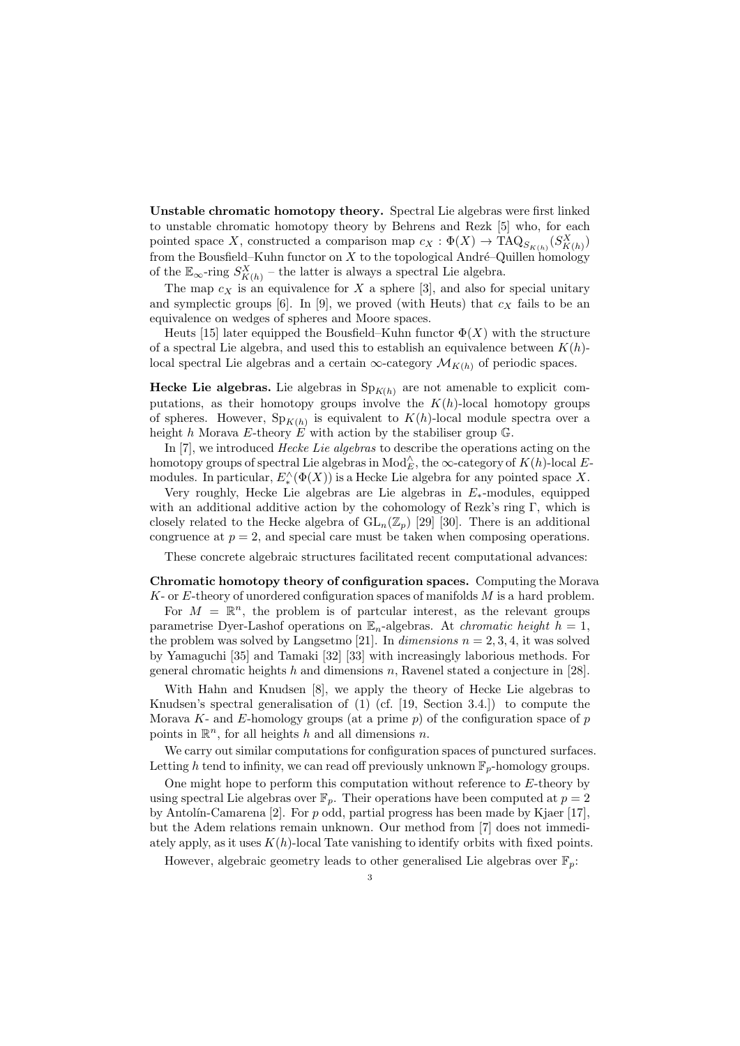**Unstable chromatic homotopy theory.** Spectral Lie algebras were first linked to unstable chromatic homotopy theory by Behrens and Rezk [5] who, for each pointed space $X$, constructed a comparison map $c_X : \Phi(X) \to \mathrm{TAQ}_{S_{K(h)}}(S^X_{K(h)})$ from the Bousfield–Kuhn functor on $X$ to the topological André–Quillen homology of the $\mathbb{E}_\infty$-ring $S^X_{K(h)}$ – the latter is always a spectral Lie algebra.

The map $c_X$ is an equivalence for $X$ a sphere [3], and also for special unitary and symplectic groups [6]. In [9], we proved (with Heuts) that $c_X$ fails to be an equivalence on wedges of spheres and Moore spaces.

Heuts [15] later equipped the Bousfield–Kuhn functor $\Phi(X)$ with the structure of a spectral Lie algebra, and used this to establish an equivalence between $K(h)$-local spectral Lie algebras and a certain $\infty$-category $\mathcal{M}_{K(h)}$ of periodic spaces.

**Hecke Lie algebras.** Lie algebras in $\mathrm{Sp}_{K(h)}$ are not amenable to explicit computations, as their homotopy groups involve the $K(h)$-local homotopy groups of spheres. However, $\mathrm{Sp}_{K(h)}$ is equivalent to $K(h)$-local module spectra over a height $h$ Morava $E$-theory $E$ with action by the stabiliser group $\mathbb{G}$.

In [7], we introduced *Hecke Lie algebras* to describe the operations acting on the homotopy groups of spectral Lie algebras in $\mathrm{Mod}^\wedge_E$, the $\infty$-category of $K(h)$-local $E$-modules. In particular, $E^\wedge_*(\Phi(X))$ is a Hecke Lie algebra for any pointed space $X$.

Very roughly, Hecke Lie algebras are Lie algebras in $E_*$-modules, equipped with an additional additive action by the cohomology of Rezk's ring $\Gamma$, which is closely related to the Hecke algebra of $\mathrm{GL}_n(\mathbb{Z}_p)$ [29] [30]. There is an additional congruence at $p = 2$, and special care must be taken when composing operations.

These concrete algebraic structures facilitated recent computational advances:

**Chromatic homotopy theory of configuration spaces.** Computing the Morava $K$- or $E$-theory of unordered configuration spaces of manifolds $M$ is a hard problem.

For $M = \mathbb{R}^n$, the problem is of partcular interest, as the relevant groups parametrise Dyer-Lashof operations on $\mathbb{E}_n$-algebras. At *chromatic height* $h = 1$, the problem was solved by Langsetmo [21]. In *dimensions* $n = 2, 3, 4$, it was solved by Yamaguchi [35] and Tamaki [32] [33] with increasingly laborious methods. For general chromatic heights $h$ and dimensions $n$, Ravenel stated a conjecture in [28].

With Hahn and Knudsen [8], we apply the theory of Hecke Lie algebras to Knudsen's spectral generalisation of (1) (cf. [19, Section 3.4.]) to compute the Morava $K$- and $E$-homology groups (at a prime $p$) of the configuration space of $p$ points in $\mathbb{R}^n$, for all heights $h$ and all dimensions $n$.

We carry out similar computations for configuration spaces of punctured surfaces. Letting $h$ tend to infinity, we can read off previously unknown $\mathbb{F}_p$-homology groups.

One might hope to perform this computation without reference to $E$-theory by using spectral Lie algebras over $\mathbb{F}_p$. Their operations have been computed at $p = 2$ by Antolín-Camarena [2]. For $p$ odd, partial progress has been made by Kjaer [17], but the Adem relations remain unknown. Our method from [7] does not immediately apply, as it uses $K(h)$-local Tate vanishing to identify orbits with fixed points.

However, algebraic geometry leads to other generalised Lie algebras over $\mathbb{F}_p$: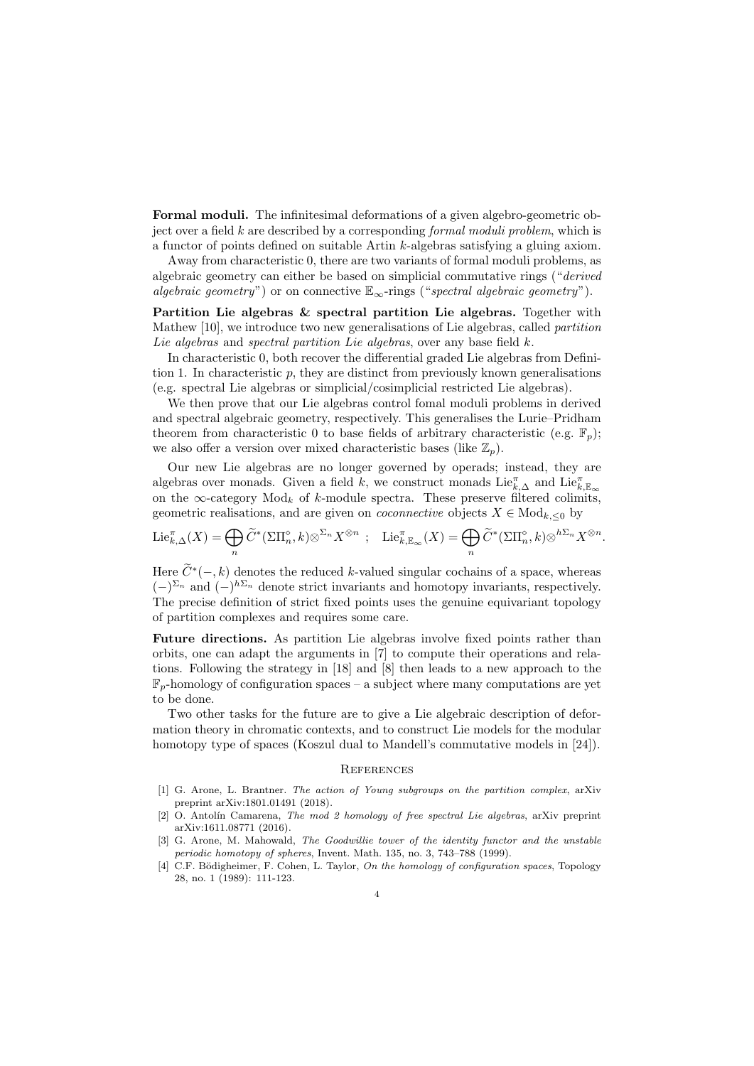**Formal moduli.** The infinitesimal deformations of a given algebro-geometric object over a field $k$ are described by a corresponding *formal moduli problem*, which is a functor of points defined on suitable Artin $k$-algebras satisfying a gluing axiom.

Away from characteristic 0, there are two variants of formal moduli problems, as algebraic geometry can either be based on simplicial commutative rings ("*derived algebraic geometry*") or on connective $\mathbb{E}_\infty$-rings ("*spectral algebraic geometry*").

**Partition Lie algebras & spectral partition Lie algebras.** Together with Mathew [10], we introduce two new generalisations of Lie algebras, called *partition Lie algebras* and *spectral partition Lie algebras*, over any base field $k$.

In characteristic 0, both recover the differential graded Lie algebras from Definition 1. In characteristic $p$, they are distinct from previously known generalisations (e.g. spectral Lie algebras or simplicial/cosimplicial restricted Lie algebras).

We then prove that our Lie algebras control fomal moduli problems in derived and spectral algebraic geometry, respectively. This generalises the Lurie–Pridham theorem from characteristic 0 to base fields of arbitrary characteristic (e.g. $\mathbb{F}_p$); we also offer a version over mixed characteristic bases (like $\mathbb{Z}_p$).

Our new Lie algebras are no longer governed by operads; instead, they are algebras over monads. Given a field $k$, we construct monads $\mathrm{Lie}^\pi_{k,\Delta}$ and $\mathrm{Lie}^\pi_{k,\mathbb{E}_\infty}$ on the $\infty$-category $\mathrm{Mod}_k$ of $k$-module spectra. These preserve filtered colimits, geometric realisations, and are given on *coconnective* objects $X \in \mathrm{Mod}_{k,\leq 0}$ by

$$\mathrm{Lie}^\pi_{k,\Delta}(X) = \bigoplus_n \widetilde{C}^*(\Sigma\Pi_n^\diamond, k) \otimes^{\Sigma_n} X^{\otimes n} \ ; \quad \mathrm{Lie}^\pi_{k,\mathbb{E}_\infty}(X) = \bigoplus_n \widetilde{C}^*(\Sigma\Pi_n^\diamond, k) \otimes^{h\Sigma_n} X^{\otimes n}.$$

Here $\widetilde{C}^*(-,k)$ denotes the reduced $k$-valued singular cochains of a space, whereas $(-)^{\Sigma_n}$ and $(-)^{h\Sigma_n}$ denote strict invariants and homotopy invariants, respectively. The precise definition of strict fixed points uses the genuine equivariant topology of partition complexes and requires some care.

**Future directions.** As partition Lie algebras involve fixed points rather than orbits, one can adapt the arguments in [7] to compute their operations and relations. Following the strategy in [18] and [8] then leads to a new approach to the $\mathbb{F}_p$-homology of configuration spaces – a subject where many computations are yet to be done.

Two other tasks for the future are to give a Lie algebraic description of deformation theory in chromatic contexts, and to construct Lie models for the modular homotopy type of spaces (Koszul dual to Mandell's commutative models in [24]).

## References

[1] G. Arone, L. Brantner. *The action of Young subgroups on the partition complex*, arXiv preprint arXiv:1801.01491 (2018).

[2] O. Antolín Camarena, *The mod 2 homology of free spectral Lie algebras*, arXiv preprint arXiv:1611.08771 (2016).

[3] G. Arone, M. Mahowald, *The Goodwillie tower of the identity functor and the unstable periodic homotopy of spheres*, Invent. Math. 135, no. 3, 743–788 (1999).

[4] C.F. Bödigheimer, F. Cohen, L. Taylor, *On the homology of configuration spaces*, Topology 28, no. 1 (1989): 111-123.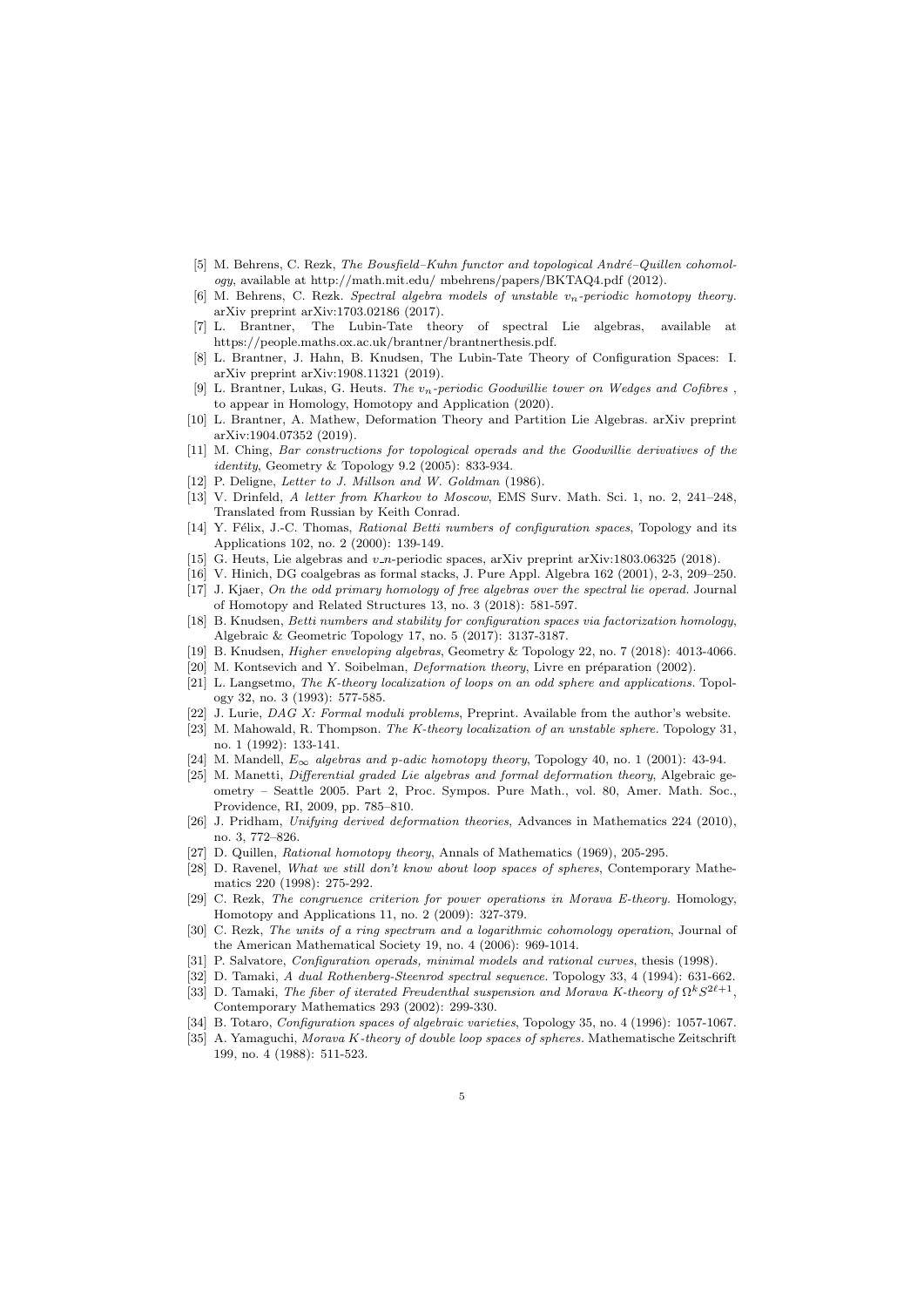[5] M. Behrens, C. Rezk, *The Bousfield–Kuhn functor and topological André–Quillen cohomology*, available at http://math.mit.edu/ mbehrens/papers/BKTAQ4.pdf (2012).

[6] M. Behrens, C. Rezk. *Spectral algebra models of unstable $v_n$-periodic homotopy theory.* arXiv preprint arXiv:1703.02186 (2017).

[7] L. Brantner, The Lubin-Tate theory of spectral Lie algebras, available at https://people.maths.ox.ac.uk/brantner/brantnerthesis.pdf.

[8] L. Brantner, J. Hahn, B. Knudsen, The Lubin-Tate Theory of Configuration Spaces: I. arXiv preprint arXiv:1908.11321 (2019).

[9] L. Brantner, Lukas, G. Heuts. *The $v_n$-periodic Goodwillie tower on Wedges and Cofibres* , to appear in Homology, Homotopy and Application (2020).

[10] L. Brantner, A. Mathew, Deformation Theory and Partition Lie Algebras. arXiv preprint arXiv:1904.07352 (2019).

[11] M. Ching, *Bar constructions for topological operads and the Goodwillie derivatives of the identity*, Geometry & Topology 9.2 (2005): 833-934.

[12] P. Deligne, *Letter to J. Millson and W. Goldman* (1986).

[13] V. Drinfeld, *A letter from Kharkov to Moscow*, EMS Surv. Math. Sci. 1, no. 2, 241–248, Translated from Russian by Keith Conrad.

[14] Y. Félix, J.-C. Thomas, *Rational Betti numbers of configuration spaces*, Topology and its Applications 102, no. 2 (2000): 139-149.

[15] G. Heuts, Lie algebras and $v_n$-periodic spaces, arXiv preprint arXiv:1803.06325 (2018).

[16] V. Hinich, DG coalgebras as formal stacks, J. Pure Appl. Algebra 162 (2001), 2-3, 209–250.

[17] J. Kjaer, *On the odd primary homology of free algebras over the spectral lie operad.* Journal of Homotopy and Related Structures 13, no. 3 (2018): 581-597.

[18] B. Knudsen, *Betti numbers and stability for configuration spaces via factorization homology*, Algebraic & Geometric Topology 17, no. 5 (2017): 3137-3187.

[19] B. Knudsen, *Higher enveloping algebras*, Geometry & Topology 22, no. 7 (2018): 4013-4066.

[20] M. Kontsevich and Y. Soibelman, *Deformation theory*, Livre en préparation (2002).

[21] L. Langsetmo, *The K-theory localization of loops on an odd sphere and applications.* Topology 32, no. 3 (1993): 577-585.

[22] J. Lurie, *DAG X: Formal moduli problems*, Preprint. Available from the author's website.

[23] M. Mahowald, R. Thompson. *The K-theory localization of an unstable sphere.* Topology 31, no. 1 (1992): 133-141.

[24] M. Mandell, *$E_\infty$ algebras and p-adic homotopy theory*, Topology 40, no. 1 (2001): 43-94.

[25] M. Manetti, *Differential graded Lie algebras and formal deformation theory*, Algebraic geometry – Seattle 2005. Part 2, Proc. Sympos. Pure Math., vol. 80, Amer. Math. Soc., Providence, RI, 2009, pp. 785–810.

[26] J. Pridham, *Unifying derived deformation theories*, Advances in Mathematics 224 (2010), no. 3, 772–826.

[27] D. Quillen, *Rational homotopy theory*, Annals of Mathematics (1969), 205-295.

[28] D. Ravenel, *What we still don't know about loop spaces of spheres*, Contemporary Mathematics 220 (1998): 275-292.

[29] C. Rezk, *The congruence criterion for power operations in Morava E-theory.* Homology, Homotopy and Applications 11, no. 2 (2009): 327-379.

[30] C. Rezk, *The units of a ring spectrum and a logarithmic cohomology operation*, Journal of the American Mathematical Society 19, no. 4 (2006): 969-1014.

[31] P. Salvatore, *Configuration operads, minimal models and rational curves*, thesis (1998).

[32] D. Tamaki, *A dual Rothenberg-Steenrod spectral sequence.* Topology 33, 4 (1994): 631-662.

[33] D. Tamaki, *The fiber of iterated Freudenthal suspension and Morava K-theory of $\Omega^k S^{2\ell+1}$*, Contemporary Mathematics 293 (2002): 299-330.

[34] B. Totaro, *Configuration spaces of algebraic varieties*, Topology 35, no. 4 (1996): 1057-1067.

[35] A. Yamaguchi, *Morava K-theory of double loop spaces of spheres.* Mathematische Zeitschrift 199, no. 4 (1988): 511-523.